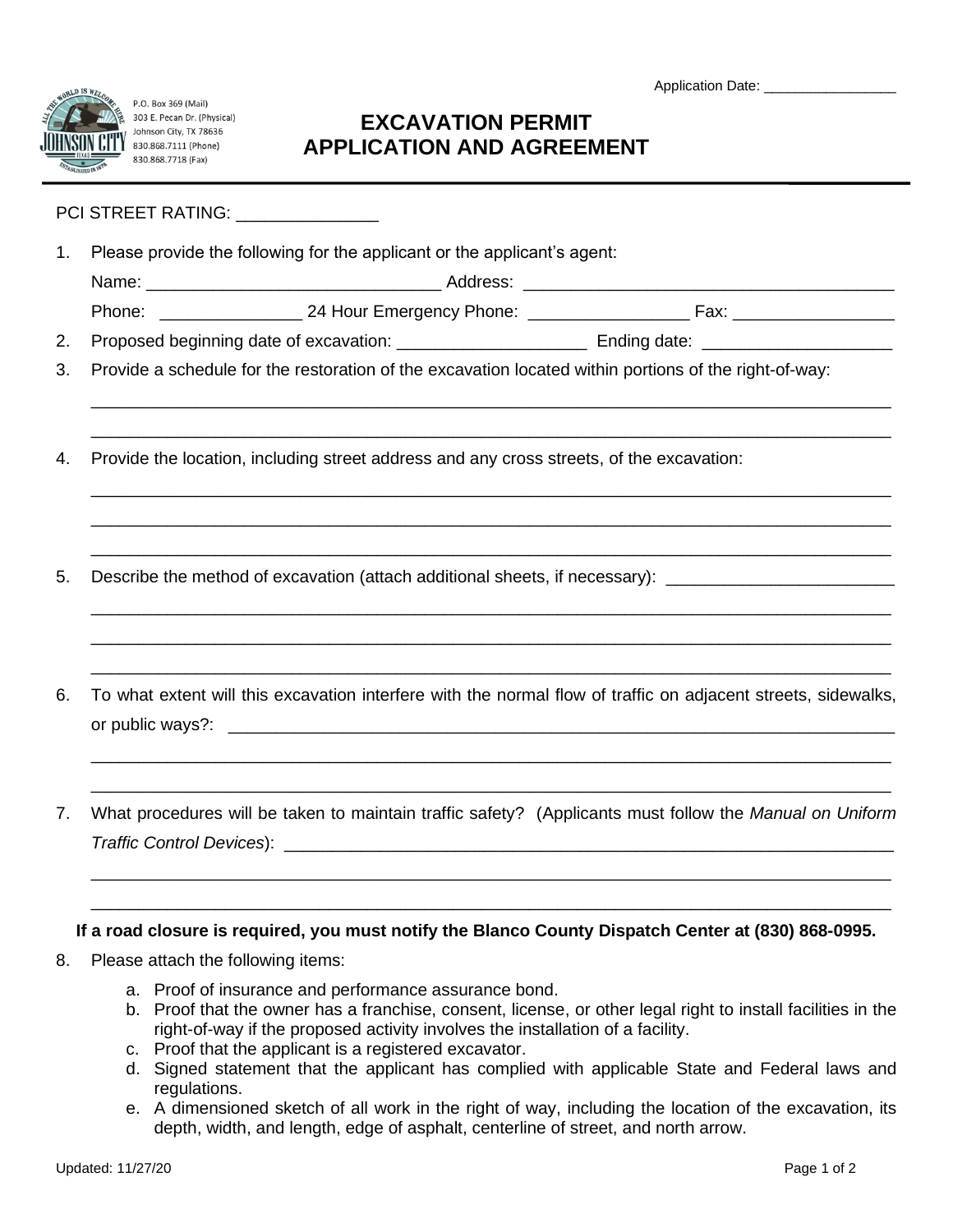Application Date: _________________

P.O. Box 369 (Mail)
303 E. Pecan Dr. (Physical)
Johnson City, TX 78636
830.868.7111 (Phone)
830.868.7718 (Fax)

# EXCAVATION PERMIT APPLICATION AND AGREEMENT

PCI STREET RATING: _______________

1. Please provide the following for the applicant or the applicant's agent:

   Name: _______________________________ Address: ________________________________________

   Phone: _______________ 24 Hour Emergency Phone: _________________ Fax: _________________

2. Proposed beginning date of excavation: ____________________ Ending date: ____________________

3. Provide a schedule for the restoration of the excavation located within portions of the right-of-way:

   ________________________________________________________________________________________

   ________________________________________________________________________________________

4. Provide the location, including street address and any cross streets, of the excavation:

   ________________________________________________________________________________________

   ________________________________________________________________________________________

   ________________________________________________________________________________________

5. Describe the method of excavation (attach additional sheets, if necessary): ________________________

   ________________________________________________________________________________________

   ________________________________________________________________________________________

   ________________________________________________________________________________________

6. To what extent will this excavation interfere with the normal flow of traffic on adjacent streets, sidewalks, or public ways?: ___________________________________________________________________________

   ________________________________________________________________________________________

   ________________________________________________________________________________________

7. What procedures will be taken to maintain traffic safety? (Applicants must follow the *Manual on Uniform Traffic Control Devices*): ___________________________________________________________________

   ________________________________________________________________________________________

   ________________________________________________________________________________________

**If a road closure is required, you must notify the Blanco County Dispatch Center at (830) 868-0995.**

8. Please attach the following items:

   a. Proof of insurance and performance assurance bond.
   b. Proof that the owner has a franchise, consent, license, or other legal right to install facilities in the right-of-way if the proposed activity involves the installation of a facility.
   c. Proof that the applicant is a registered excavator.
   d. Signed statement that the applicant has complied with applicable State and Federal laws and regulations.
   e. A dimensioned sketch of all work in the right of way, including the location of the excavation, its depth, width, and length, edge of asphalt, centerline of street, and north arrow.

Updated: 11/27/20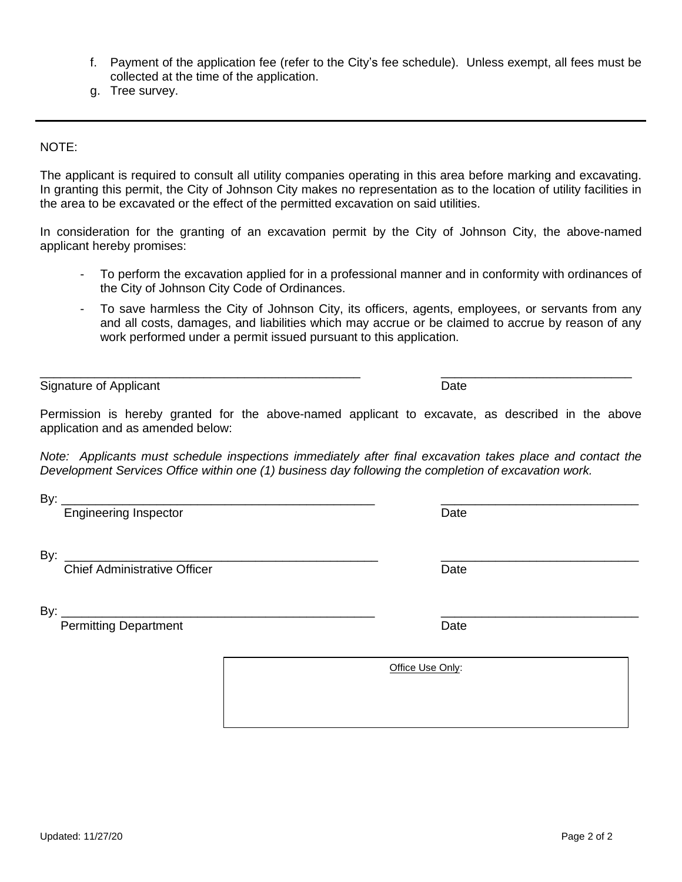f. Payment of the application fee (refer to the City's fee schedule). Unless exempt, all fees must be collected at the time of the application.
g. Tree survey.

---

NOTE:

The applicant is required to consult all utility companies operating in this area before marking and excavating. In granting this permit, the City of Johnson City makes no representation as to the location of utility facilities in the area to be excavated or the effect of the permitted excavation on said utilities.

In consideration for the granting of an excavation permit by the City of Johnson City, the above-named applicant hereby promises:

- To perform the excavation applied for in a professional manner and in conformity with ordinances of the City of Johnson City Code of Ordinances.
- To save harmless the City of Johnson City, its officers, agents, employees, or servants from any and all costs, damages, and liabilities which may accrue or be claimed to accrue by reason of any work performed under a permit issued pursuant to this application.

_________________________________________________ ____________________________
Signature of Applicant Date

Permission is hereby granted for the above-named applicant to excavate, as described in the above application and as amended below:

*Note: Applicants must schedule inspections immediately after final excavation takes place and contact the Development Services Office within one (1) business day following the completion of excavation work.*

By: _______________________________________________ ______________________________
Engineering Inspector Date

By: _______________________________________________ ______________________________
Chief Administrative Officer Date

By: _______________________________________________ ______________________________
Permitting Department Date

Office Use Only:

Updated: 11/27/20